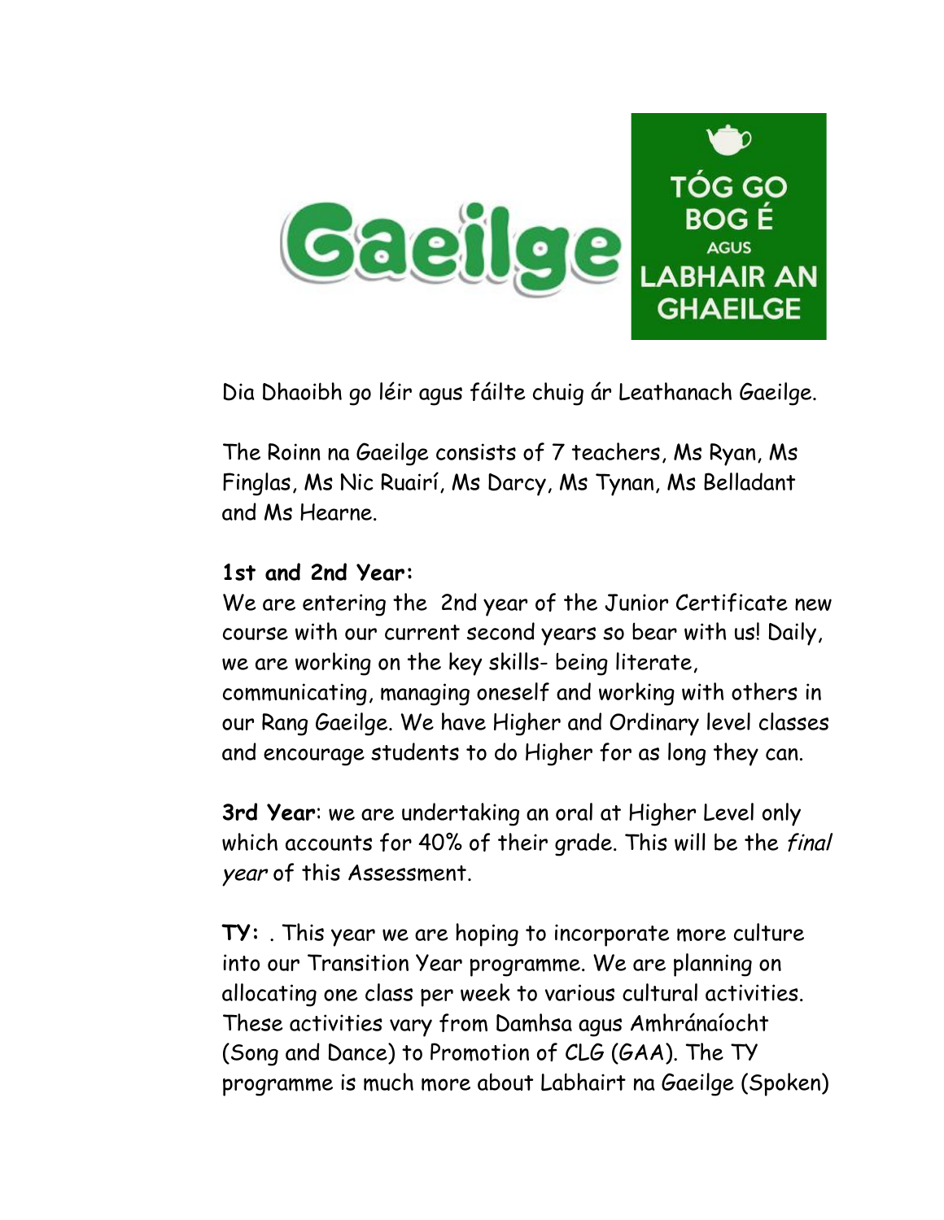# Gaeilge

TÓG GO BOG É AGUS LABHAIR AN GHAEILGE

Dia Dhaoibh go léir agus fáilte chuig ár Leathanach Gaeilge.

The Roinn na Gaeilge consists of 7 teachers, Ms Ryan, Ms Finglas, Ms Nic Ruairí, Ms Darcy, Ms Tynan, Ms Belladant and Ms Hearne.

**1st and 2nd Year:**
We are entering the 2nd year of the Junior Certificate new course with our current second years so bear with us! Daily, we are working on the key skills- being literate, communicating, managing oneself and working with others in our Rang Gaeilge. We have Higher and Ordinary level classes and encourage students to do Higher for as long they can.

**3rd Year**: we are undertaking an oral at Higher Level only which accounts for 40% of their grade. This will be the *final year* of this Assessment.

**TY:** . This year we are hoping to incorporate more culture into our Transition Year programme. We are planning on allocating one class per week to various cultural activities. These activities vary from Damhsa agus Amhránaíocht (Song and Dance) to Promotion of CLG (GAA). The TY programme is much more about Labhairt na Gaeilge (Spoken)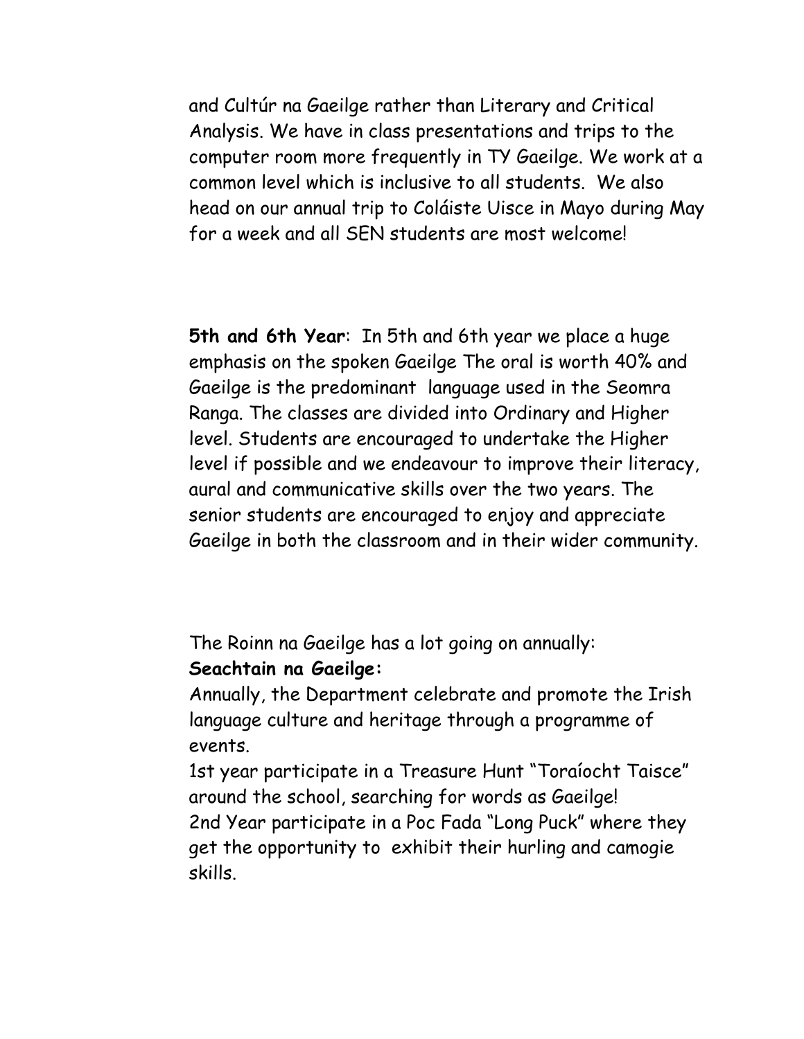and Cultúr na Gaeilge rather than Literary and Critical Analysis. We have in class presentations and trips to the computer room more frequently in TY Gaeilge. We work at a common level which is inclusive to all students. We also head on our annual trip to Coláiste Uisce in Mayo during May for a week and all SEN students are most welcome!

**5th and 6th Year**: In 5th and 6th year we place a huge emphasis on the spoken Gaeilge The oral is worth 40% and Gaeilge is the predominant language used in the Seomra Ranga. The classes are divided into Ordinary and Higher level. Students are encouraged to undertake the Higher level if possible and we endeavour to improve their literacy, aural and communicative skills over the two years. The senior students are encouraged to enjoy and appreciate Gaeilge in both the classroom and in their wider community.

The Roinn na Gaeilge has a lot going on annually:

**Seachtain na Gaeilge:**

Annually, the Department celebrate and promote the Irish language culture and heritage through a programme of events.

1st year participate in a Treasure Hunt "Toraíocht Taisce" around the school, searching for words as Gaeilge!

2nd Year participate in a Poc Fada "Long Puck" where they get the opportunity to exhibit their hurling and camogie skills.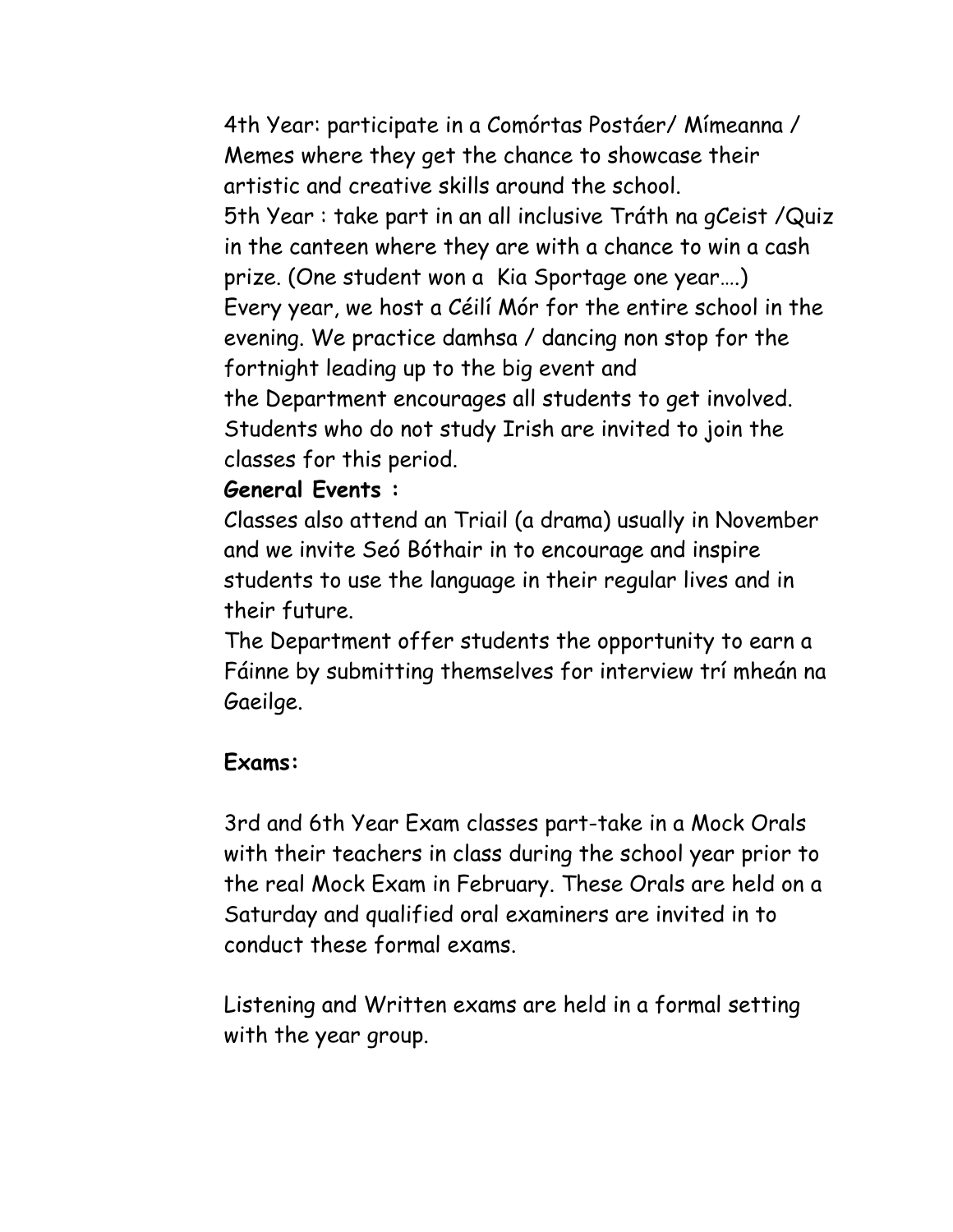4th Year: participate in a Comórtas Postáer/ Mímeanna / Memes where they get the chance to showcase their artistic and creative skills around the school.

5th Year : take part in an all inclusive Tráth na gCeist /Quiz in the canteen where they are with a chance to win a cash prize. (One student won a Kia Sportage one year….)

Every year, we host a Céilí Mór for the entire school in the evening. We practice damhsa / dancing non stop for the fortnight leading up to the big event and the Department encourages all students to get involved. Students who do not study Irish are invited to join the classes for this period.

**General Events :**

Classes also attend an Triail (a drama) usually in November and we invite Seó Bóthair in to encourage and inspire students to use the language in their regular lives and in their future.

The Department offer students the opportunity to earn a Fáinne by submitting themselves for interview trí mheán na Gaeilge.

**Exams:**

3rd and 6th Year Exam classes part-take in a Mock Orals with their teachers in class during the school year prior to the real Mock Exam in February. These Orals are held on a Saturday and qualified oral examiners are invited in to conduct these formal exams.

Listening and Written exams are held in a formal setting with the year group.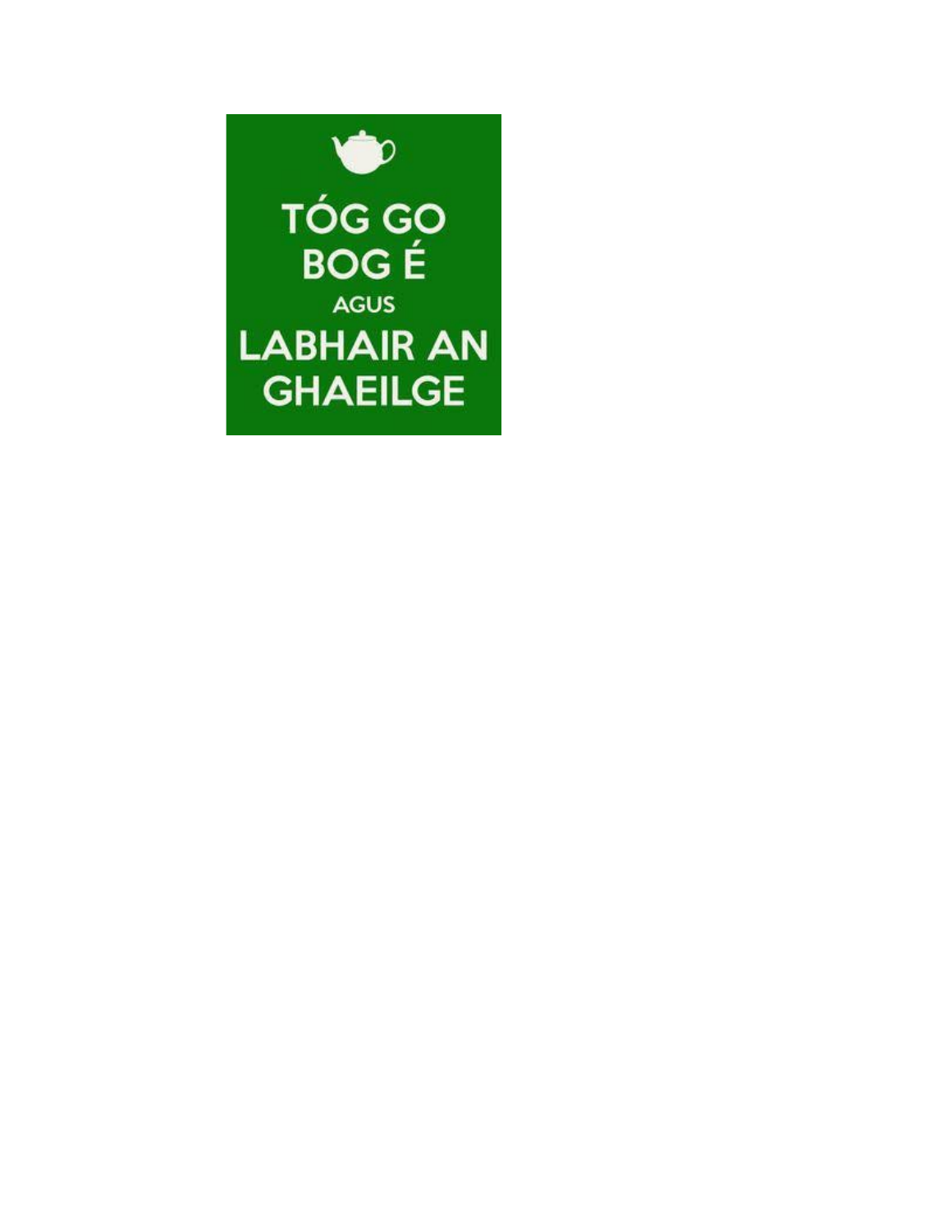TÓG GO BOG É

AGUS

LABHAIR AN GHAEILGE